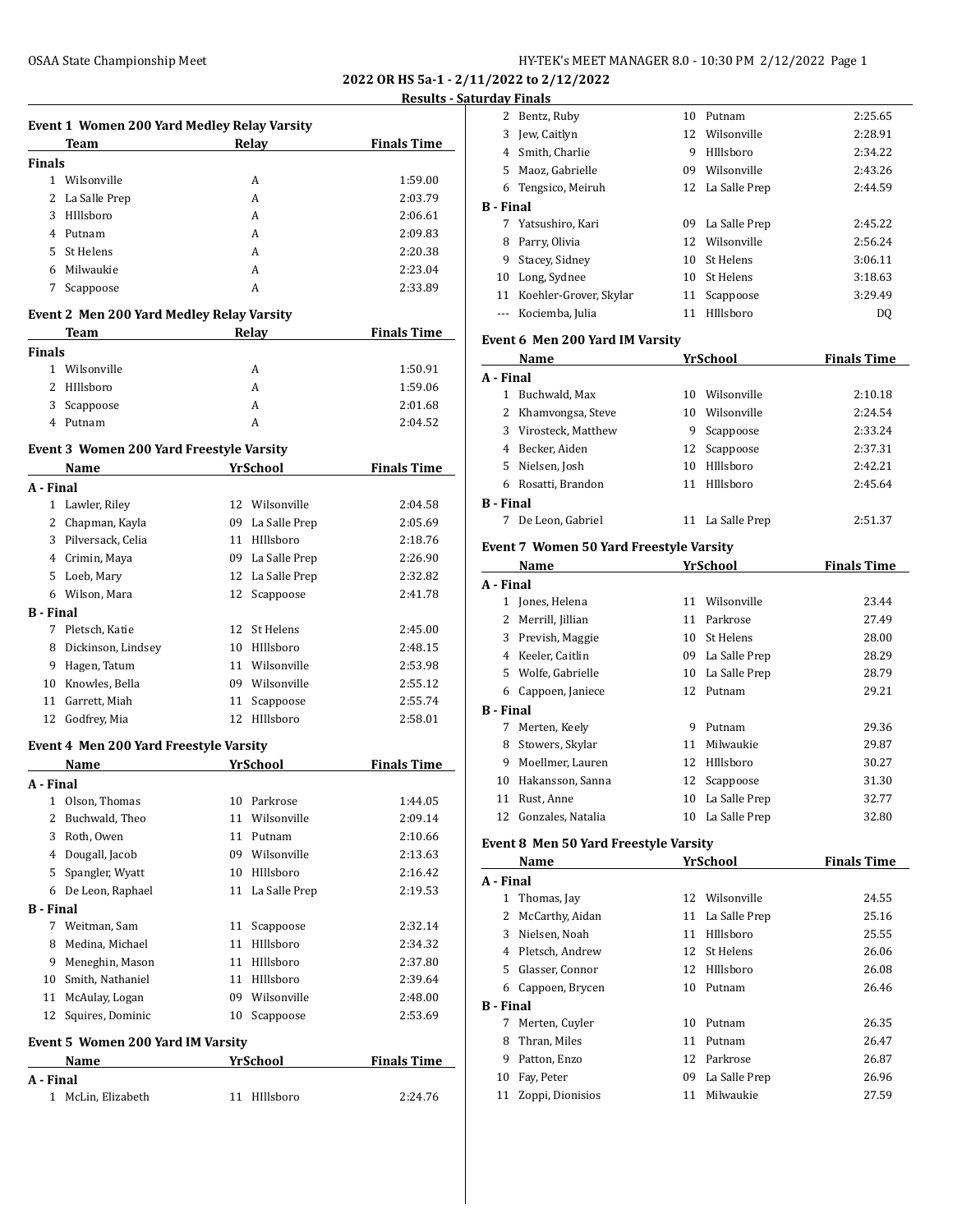**2022 OR HS 5a-1 - 2/11/2022 to 2/12/2022**

**Results - Saturday Finals**

### Event 1 Women 200 Yard Medley Relay Varsity

| | Team | Relay | Finals Time |
|---|---|---|---|
| **Finals** | | | |
| 1 | Wilsonville | A | 1:59.00 |
| 2 | La Salle Prep | A | 2:03.79 |
| 3 | HIllsboro | A | 2:06.61 |
| 4 | Putnam | A | 2:09.83 |
| 5 | St Helens | A | 2:20.38 |
| 6 | Milwaukie | A | 2:23.04 |
| 7 | Scappoose | A | 2:33.89 |

### Event 2 Men 200 Yard Medley Relay Varsity

| | Team | Relay | Finals Time |
|---|---|---|---|
| **Finals** | | | |
| 1 | Wilsonville | A | 1:50.91 |
| 2 | HIllsboro | A | 1:59.06 |
| 3 | Scappoose | A | 2:01.68 |
| 4 | Putnam | A | 2:04.52 |

### Event 3 Women 200 Yard Freestyle Varsity

| | Name | Yr | School | Finals Time |
|---|---|---|---|---|
| **A - Final** | | | | |
| 1 | Lawler, Riley | 12 | Wilsonville | 2:04.58 |
| 2 | Chapman, Kayla | 09 | La Salle Prep | 2:05.69 |
| 3 | Pilversack, Celia | 11 | HIllsboro | 2:18.76 |
| 4 | Crimin, Maya | 09 | La Salle Prep | 2:26.90 |
| 5 | Loeb, Mary | 12 | La Salle Prep | 2:32.82 |
| 6 | Wilson, Mara | 12 | Scappoose | 2:41.78 |
| **B - Final** | | | | |
| 7 | Pletsch, Katie | 12 | St Helens | 2:45.00 |
| 8 | Dickinson, Lindsey | 10 | HIllsboro | 2:48.15 |
| 9 | Hagen, Tatum | 11 | Wilsonville | 2:53.98 |
| 10 | Knowles, Bella | 09 | Wilsonville | 2:55.12 |
| 11 | Garrett, Miah | 11 | Scappoose | 2:55.74 |
| 12 | Godfrey, Mia | 12 | HIllsboro | 2:58.01 |

### Event 4 Men 200 Yard Freestyle Varsity

| | Name | Yr | School | Finals Time |
|---|---|---|---|---|
| **A - Final** | | | | |
| 1 | Olson, Thomas | 10 | Parkrose | 1:44.05 |
| 2 | Buchwald, Theo | 11 | Wilsonville | 2:09.14 |
| 3 | Roth, Owen | 11 | Putnam | 2:10.66 |
| 4 | Dougall, Jacob | 09 | Wilsonville | 2:13.63 |
| 5 | Spangler, Wyatt | 10 | HIllsboro | 2:16.42 |
| 6 | De Leon, Raphael | 11 | La Salle Prep | 2:19.53 |
| **B - Final** | | | | |
| 7 | Weitman, Sam | 11 | Scappoose | 2:32.14 |
| 8 | Medina, Michael | 11 | HIllsboro | 2:34.32 |
| 9 | Meneghin, Mason | 11 | HIllsboro | 2:37.80 |
| 10 | Smith, Nathaniel | 11 | HIllsboro | 2:39.64 |
| 11 | McAulay, Logan | 09 | Wilsonville | 2:48.00 |
| 12 | Squires, Dominic | 10 | Scappoose | 2:53.69 |

### Event 5 Women 200 Yard IM Varsity

| | Name | Yr | School | Finals Time |
|---|---|---|---|---|
| **A - Final** | | | | |
| 1 | McLin, Elizabeth | 11 | HIllsboro | 2:24.76 |
| 2 | Bentz, Ruby | 10 | Putnam | 2:25.65 |
| 3 | Jew, Caitlyn | 12 | Wilsonville | 2:28.91 |
| 4 | Smith, Charlie | 9 | HIllsboro | 2:34.22 |
| 5 | Maoz, Gabrielle | 09 | Wilsonville | 2:43.26 |
| 6 | Tengsico, Meiruh | 12 | La Salle Prep | 2:44.59 |
| **B - Final** | | | | |
| 7 | Yatsushiro, Kari | 09 | La Salle Prep | 2:45.22 |
| 8 | Parry, Olivia | 12 | Wilsonville | 2:56.24 |
| 9 | Stacey, Sidney | 10 | St Helens | 3:06.11 |
| 10 | Long, Sydnee | 10 | St Helens | 3:18.63 |
| 11 | Koehler-Grover, Skylar | 11 | Scappoose | 3:29.49 |
| --- | Kociemba, Julia | 11 | HIllsboro | DQ |

### Event 6 Men 200 Yard IM Varsity

| | Name | Yr | School | Finals Time |
|---|---|---|---|---|
| **A - Final** | | | | |
| 1 | Buchwald, Max | 10 | Wilsonville | 2:10.18 |
| 2 | Khamvongsa, Steve | 10 | Wilsonville | 2:24.54 |
| 3 | Virosteck, Matthew | 9 | Scappoose | 2:33.24 |
| 4 | Becker, Aiden | 12 | Scappoose | 2:37.31 |
| 5 | Nielsen, Josh | 10 | HIllsboro | 2:42.21 |
| 6 | Rosatti, Brandon | 11 | HIllsboro | 2:45.64 |
| **B - Final** | | | | |
| 7 | De Leon, Gabriel | 11 | La Salle Prep | 2:51.37 |

### Event 7 Women 50 Yard Freestyle Varsity

| | Name | Yr | School | Finals Time |
|---|---|---|---|---|
| **A - Final** | | | | |
| 1 | Jones, Helena | 11 | Wilsonville | 23.44 |
| 2 | Merrill, Jillian | 11 | Parkrose | 27.49 |
| 3 | Prevish, Maggie | 10 | St Helens | 28.00 |
| 4 | Keeler, Caitlin | 09 | La Salle Prep | 28.29 |
| 5 | Wolfe, Gabrielle | 10 | La Salle Prep | 28.79 |
| 6 | Cappoen, Janiece | 12 | Putnam | 29.21 |
| **B - Final** | | | | |
| 7 | Merten, Keely | 9 | Putnam | 29.36 |
| 8 | Stowers, Skylar | 11 | Milwaukie | 29.87 |
| 9 | Moellmer, Lauren | 12 | HIllsboro | 30.27 |
| 10 | Hakansson, Sanna | 12 | Scappoose | 31.30 |
| 11 | Rust, Anne | 10 | La Salle Prep | 32.77 |
| 12 | Gonzales, Natalia | 10 | La Salle Prep | 32.80 |

### Event 8 Men 50 Yard Freestyle Varsity

| | Name | Yr | School | Finals Time |
|---|---|---|---|---|
| **A - Final** | | | | |
| 1 | Thomas, Jay | 12 | Wilsonville | 24.55 |
| 2 | McCarthy, Aidan | 11 | La Salle Prep | 25.16 |
| 3 | Nielsen, Noah | 11 | HIllsboro | 25.55 |
| 4 | Pletsch, Andrew | 12 | St Helens | 26.06 |
| 5 | Glasser, Connor | 12 | HIllsboro | 26.08 |
| 6 | Cappoen, Brycen | 10 | Putnam | 26.46 |
| **B - Final** | | | | |
| 7 | Merten, Cuyler | 10 | Putnam | 26.35 |
| 8 | Thran, Miles | 11 | Putnam | 26.47 |
| 9 | Patton, Enzo | 12 | Parkrose | 26.87 |
| 10 | Fay, Peter | 09 | La Salle Prep | 26.96 |
| 11 | Zoppi, Dionisios | 11 | Milwaukie | 27.59 |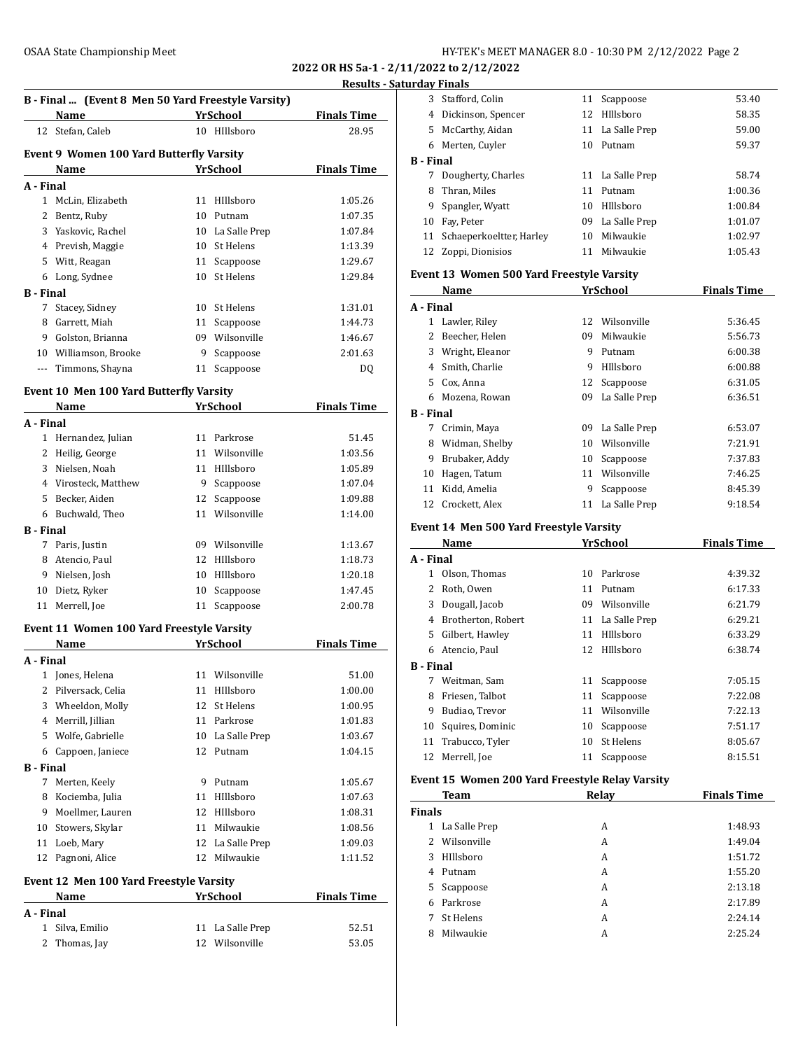**2022 OR HS 5a-1 - 2/11/2022 to 2/12/2022**

**Results - Saturday Finals**

### B - Final ... (Event 8 Men 50 Yard Freestyle Varsity)

| | Name | Yr | School | Finals Time |
|---|---|---|---|---|
| 12 | Stefan, Caleb | 10 | HIllsboro | 28.95 |

### Event 9 Women 100 Yard Butterfly Varsity

| | Name | Yr | School | Finals Time |
|---|---|---|---|---|
| **A - Final** | | | | |
| 1 | McLin, Elizabeth | 11 | HIllsboro | 1:05.26 |
| 2 | Bentz, Ruby | 10 | Putnam | 1:07.35 |
| 3 | Yaskovic, Rachel | 10 | La Salle Prep | 1:07.84 |
| 4 | Prevish, Maggie | 10 | St Helens | 1:13.39 |
| 5 | Witt, Reagan | 11 | Scappoose | 1:29.67 |
| 6 | Long, Sydnee | 10 | St Helens | 1:29.84 |
| **B - Final** | | | | |
| 7 | Stacey, Sidney | 10 | St Helens | 1:31.01 |
| 8 | Garrett, Miah | 11 | Scappoose | 1:44.73 |
| 9 | Golston, Brianna | 09 | Wilsonville | 1:46.67 |
| 10 | Williamson, Brooke | 9 | Scappoose | 2:01.63 |
| --- | Timmons, Shayna | 11 | Scappoose | DQ |

### Event 10 Men 100 Yard Butterfly Varsity

| | Name | Yr | School | Finals Time |
|---|---|---|---|---|
| **A - Final** | | | | |
| 1 | Hernandez, Julian | 11 | Parkrose | 51.45 |
| 2 | Heilig, George | 11 | Wilsonville | 1:03.56 |
| 3 | Nielsen, Noah | 11 | HIllsboro | 1:05.89 |
| 4 | Virosteck, Matthew | 9 | Scappoose | 1:07.04 |
| 5 | Becker, Aiden | 12 | Scappoose | 1:09.88 |
| 6 | Buchwald, Theo | 11 | Wilsonville | 1:14.00 |
| **B - Final** | | | | |
| 7 | Paris, Justin | 09 | Wilsonville | 1:13.67 |
| 8 | Atencio, Paul | 12 | HIllsboro | 1:18.73 |
| 9 | Nielsen, Josh | 10 | HIllsboro | 1:20.18 |
| 10 | Dietz, Ryker | 10 | Scappoose | 1:47.45 |
| 11 | Merrell, Joe | 11 | Scappoose | 2:00.78 |

### Event 11 Women 100 Yard Freestyle Varsity

| | Name | Yr | School | Finals Time |
|---|---|---|---|---|
| **A - Final** | | | | |
| 1 | Jones, Helena | 11 | Wilsonville | 51.00 |
| 2 | Pilversack, Celia | 11 | HIllsboro | 1:00.00 |
| 3 | Wheeldon, Molly | 12 | St Helens | 1:00.95 |
| 4 | Merrill, Jillian | 11 | Parkrose | 1:01.83 |
| 5 | Wolfe, Gabrielle | 10 | La Salle Prep | 1:03.67 |
| 6 | Cappoen, Janiece | 12 | Putnam | 1:04.15 |
| **B - Final** | | | | |
| 7 | Merten, Keely | 9 | Putnam | 1:05.67 |
| 8 | Kociemba, Julia | 11 | HIllsboro | 1:07.63 |
| 9 | Moellmer, Lauren | 12 | HIllsboro | 1:08.31 |
| 10 | Stowers, Skylar | 11 | Milwaukie | 1:08.56 |
| 11 | Loeb, Mary | 12 | La Salle Prep | 1:09.03 |
| 12 | Pagnoni, Alice | 12 | Milwaukie | 1:11.52 |

### Event 12 Men 100 Yard Freestyle Varsity

| | Name | Yr | School | Finals Time |
|---|---|---|---|---|
| **A - Final** | | | | |
| 1 | Silva, Emilio | 11 | La Salle Prep | 52.51 |
| 2 | Thomas, Jay | 12 | Wilsonville | 53.05 |
| 3 | Stafford, Colin | 11 | Scappoose | 53.40 |
| 4 | Dickinson, Spencer | 12 | HIllsboro | 58.35 |
| 5 | McCarthy, Aidan | 11 | La Salle Prep | 59.00 |
| 6 | Merten, Cuyler | 10 | Putnam | 59.37 |
| **B - Final** | | | | |
| 7 | Dougherty, Charles | 11 | La Salle Prep | 58.74 |
| 8 | Thran, Miles | 11 | Putnam | 1:00.36 |
| 9 | Spangler, Wyatt | 10 | HIllsboro | 1:00.84 |
| 10 | Fay, Peter | 09 | La Salle Prep | 1:01.07 |
| 11 | Schaeperkoeltter, Harley | 10 | Milwaukie | 1:02.97 |
| 12 | Zoppi, Dionisios | 11 | Milwaukie | 1:05.43 |

### Event 13 Women 500 Yard Freestyle Varsity

| | Name | Yr | School | Finals Time |
|---|---|---|---|---|
| **A - Final** | | | | |
| 1 | Lawler, Riley | 12 | Wilsonville | 5:36.45 |
| 2 | Beecher, Helen | 09 | Milwaukie | 5:56.73 |
| 3 | Wright, Eleanor | 9 | Putnam | 6:00.38 |
| 4 | Smith, Charlie | 9 | HIllsboro | 6:00.88 |
| 5 | Cox, Anna | 12 | Scappoose | 6:31.05 |
| 6 | Mozena, Rowan | 09 | La Salle Prep | 6:36.51 |
| **B - Final** | | | | |
| 7 | Crimin, Maya | 09 | La Salle Prep | 6:53.07 |
| 8 | Widman, Shelby | 10 | Wilsonville | 7:21.91 |
| 9 | Brubaker, Addy | 10 | Scappoose | 7:37.83 |
| 10 | Hagen, Tatum | 11 | Wilsonville | 7:46.25 |
| 11 | Kidd, Amelia | 9 | Scappoose | 8:45.39 |
| 12 | Crockett, Alex | 11 | La Salle Prep | 9:18.54 |

### Event 14 Men 500 Yard Freestyle Varsity

| | Name | Yr | School | Finals Time |
|---|---|---|---|---|
| **A - Final** | | | | |
| 1 | Olson, Thomas | 10 | Parkrose | 4:39.32 |
| 2 | Roth, Owen | 11 | Putnam | 6:17.33 |
| 3 | Dougall, Jacob | 09 | Wilsonville | 6:21.79 |
| 4 | Brotherton, Robert | 11 | La Salle Prep | 6:29.21 |
| 5 | Gilbert, Hawley | 11 | HIllsboro | 6:33.29 |
| 6 | Atencio, Paul | 12 | HIllsboro | 6:38.74 |
| **B - Final** | | | | |
| 7 | Weitman, Sam | 11 | Scappoose | 7:05.15 |
| 8 | Friesen, Talbot | 11 | Scappoose | 7:22.08 |
| 9 | Budiao, Trevor | 11 | Wilsonville | 7:22.13 |
| 10 | Squires, Dominic | 10 | Scappoose | 7:51.17 |
| 11 | Trabucco, Tyler | 10 | St Helens | 8:05.67 |
| 12 | Merrell, Joe | 11 | Scappoose | 8:15.51 |

### Event 15 Women 200 Yard Freestyle Relay Varsity

| | Team | Relay | Finals Time |
|---|---|---|---|
| **Finals** | | | |
| 1 | La Salle Prep | A | 1:48.93 |
| 2 | Wilsonville | A | 1:49.04 |
| 3 | HIllsboro | A | 1:51.72 |
| 4 | Putnam | A | 1:55.20 |
| 5 | Scappoose | A | 2:13.18 |
| 6 | Parkrose | A | 2:17.89 |
| 7 | St Helens | A | 2:24.14 |
| 8 | Milwaukie | A | 2:25.24 |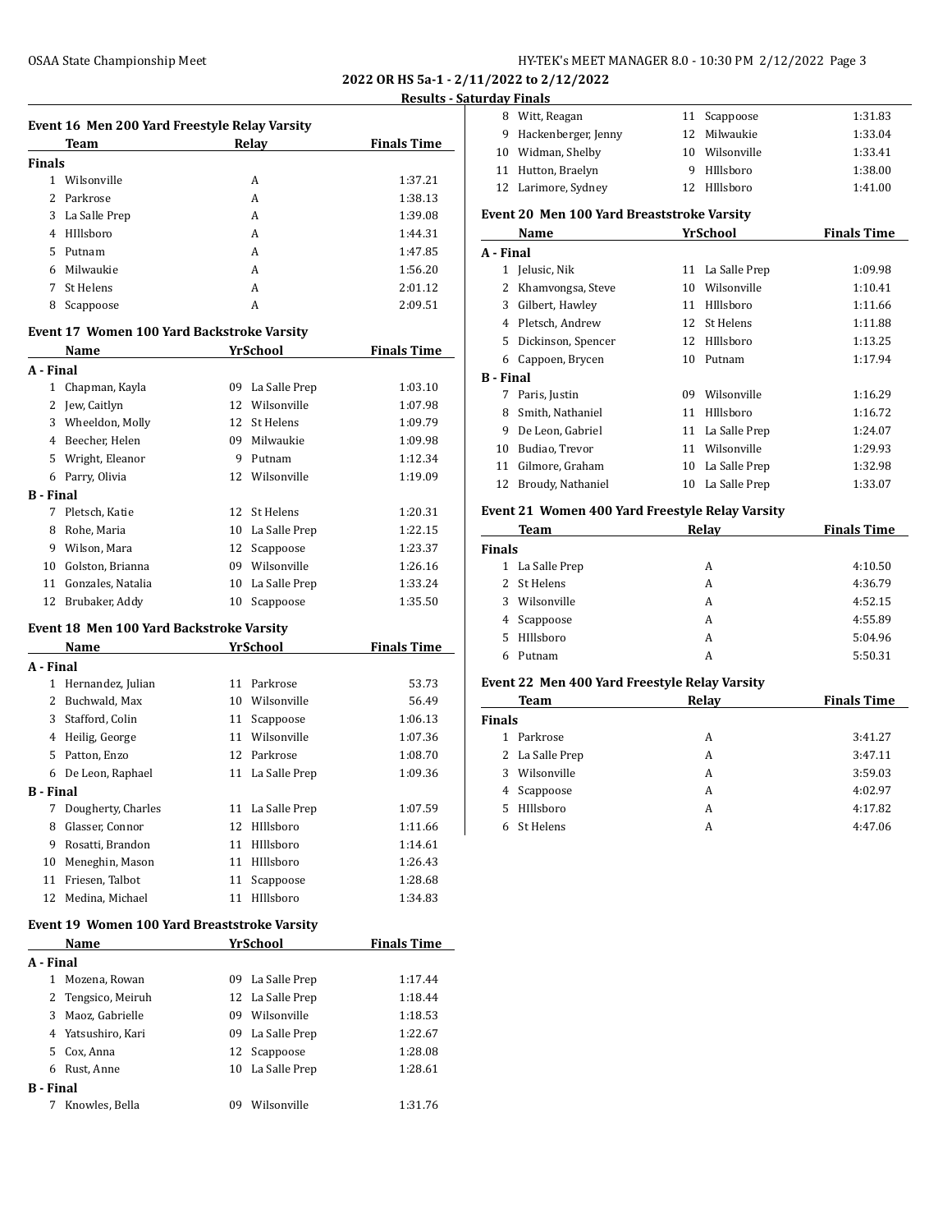**2022 OR HS 5a-1 - 2/11/2022 to 2/12/2022**

**Results - Saturday Finals**

### Event 16 Men 200 Yard Freestyle Relay Varsity

| | Team | Relay | Finals Time |
|---|---|---|---|
| **Finals** | | | |
| 1 | Wilsonville | A | 1:37.21 |
| 2 | Parkrose | A | 1:38.13 |
| 3 | La Salle Prep | A | 1:39.08 |
| 4 | HIllsboro | A | 1:44.31 |
| 5 | Putnam | A | 1:47.85 |
| 6 | Milwaukie | A | 1:56.20 |
| 7 | St Helens | A | 2:01.12 |
| 8 | Scappoose | A | 2:09.51 |

### Event 17 Women 100 Yard Backstroke Varsity

| | Name | Yr | School | Finals Time |
|---|---|---|---|---|
| **A - Final** | | | | |
| 1 | Chapman, Kayla | 09 | La Salle Prep | 1:03.10 |
| 2 | Jew, Caitlyn | 12 | Wilsonville | 1:07.98 |
| 3 | Wheeldon, Molly | 12 | St Helens | 1:09.79 |
| 4 | Beecher, Helen | 09 | Milwaukie | 1:09.98 |
| 5 | Wright, Eleanor | 9 | Putnam | 1:12.34 |
| 6 | Parry, Olivia | 12 | Wilsonville | 1:19.09 |
| **B - Final** | | | | |
| 7 | Pletsch, Katie | 12 | St Helens | 1:20.31 |
| 8 | Rohe, Maria | 10 | La Salle Prep | 1:22.15 |
| 9 | Wilson, Mara | 12 | Scappoose | 1:23.37 |
| 10 | Golston, Brianna | 09 | Wilsonville | 1:26.16 |
| 11 | Gonzales, Natalia | 10 | La Salle Prep | 1:33.24 |
| 12 | Brubaker, Addy | 10 | Scappoose | 1:35.50 |

### Event 18 Men 100 Yard Backstroke Varsity

| | Name | Yr | School | Finals Time |
|---|---|---|---|---|
| **A - Final** | | | | |
| 1 | Hernandez, Julian | 11 | Parkrose | 53.73 |
| 2 | Buchwald, Max | 10 | Wilsonville | 56.49 |
| 3 | Stafford, Colin | 11 | Scappoose | 1:06.13 |
| 4 | Heilig, George | 11 | Wilsonville | 1:07.36 |
| 5 | Patton, Enzo | 12 | Parkrose | 1:08.70 |
| 6 | De Leon, Raphael | 11 | La Salle Prep | 1:09.36 |
| **B - Final** | | | | |
| 7 | Dougherty, Charles | 11 | La Salle Prep | 1:07.59 |
| 8 | Glasser, Connor | 12 | HIllsboro | 1:11.66 |
| 9 | Rosatti, Brandon | 11 | HIllsboro | 1:14.61 |
| 10 | Meneghin, Mason | 11 | HIllsboro | 1:26.43 |
| 11 | Friesen, Talbot | 11 | Scappoose | 1:28.68 |
| 12 | Medina, Michael | 11 | HIllsboro | 1:34.83 |

### Event 19 Women 100 Yard Breaststroke Varsity

| | Name | Yr | School | Finals Time |
|---|---|---|---|---|
| **A - Final** | | | | |
| 1 | Mozena, Rowan | 09 | La Salle Prep | 1:17.44 |
| 2 | Tengsico, Meiruh | 12 | La Salle Prep | 1:18.44 |
| 3 | Maoz, Gabrielle | 09 | Wilsonville | 1:18.53 |
| 4 | Yatsushiro, Kari | 09 | La Salle Prep | 1:22.67 |
| 5 | Cox, Anna | 12 | Scappoose | 1:28.08 |
| 6 | Rust, Anne | 10 | La Salle Prep | 1:28.61 |
| **B - Final** | | | | |
| 7 | Knowles, Bella | 09 | Wilsonville | 1:31.76 |
| 8 | Witt, Reagan | 11 | Scappoose | 1:31.83 |
| 9 | Hackenberger, Jenny | 12 | Milwaukie | 1:33.04 |
| 10 | Widman, Shelby | 10 | Wilsonville | 1:33.41 |
| 11 | Hutton, Braelyn | 9 | HIllsboro | 1:38.00 |
| 12 | Larimore, Sydney | 12 | HIllsboro | 1:41.00 |

### Event 20 Men 100 Yard Breaststroke Varsity

| | Name | Yr | School | Finals Time |
|---|---|---|---|---|
| **A - Final** | | | | |
| 1 | Jelusic, Nik | 11 | La Salle Prep | 1:09.98 |
| 2 | Khamvongsa, Steve | 10 | Wilsonville | 1:10.41 |
| 3 | Gilbert, Hawley | 11 | HIllsboro | 1:11.66 |
| 4 | Pletsch, Andrew | 12 | St Helens | 1:11.88 |
| 5 | Dickinson, Spencer | 12 | HIllsboro | 1:13.25 |
| 6 | Cappoen, Brycen | 10 | Putnam | 1:17.94 |
| **B - Final** | | | | |
| 7 | Paris, Justin | 09 | Wilsonville | 1:16.29 |
| 8 | Smith, Nathaniel | 11 | HIllsboro | 1:16.72 |
| 9 | De Leon, Gabriel | 11 | La Salle Prep | 1:24.07 |
| 10 | Budiao, Trevor | 11 | Wilsonville | 1:29.93 |
| 11 | Gilmore, Graham | 10 | La Salle Prep | 1:32.98 |
| 12 | Broudy, Nathaniel | 10 | La Salle Prep | 1:33.07 |

### Event 21 Women 400 Yard Freestyle Relay Varsity

| | Team | Relay | Finals Time |
|---|---|---|---|
| **Finals** | | | |
| 1 | La Salle Prep | A | 4:10.50 |
| 2 | St Helens | A | 4:36.79 |
| 3 | Wilsonville | A | 4:52.15 |
| 4 | Scappoose | A | 4:55.89 |
| 5 | HIllsboro | A | 5:04.96 |
| 6 | Putnam | A | 5:50.31 |

### Event 22 Men 400 Yard Freestyle Relay Varsity

| | Team | Relay | Finals Time |
|---|---|---|---|
| **Finals** | | | |
| 1 | Parkrose | A | 3:41.27 |
| 2 | La Salle Prep | A | 3:47.11 |
| 3 | Wilsonville | A | 3:59.03 |
| 4 | Scappoose | A | 4:02.97 |
| 5 | HIllsboro | A | 4:17.82 |
| 6 | St Helens | A | 4:47.06 |